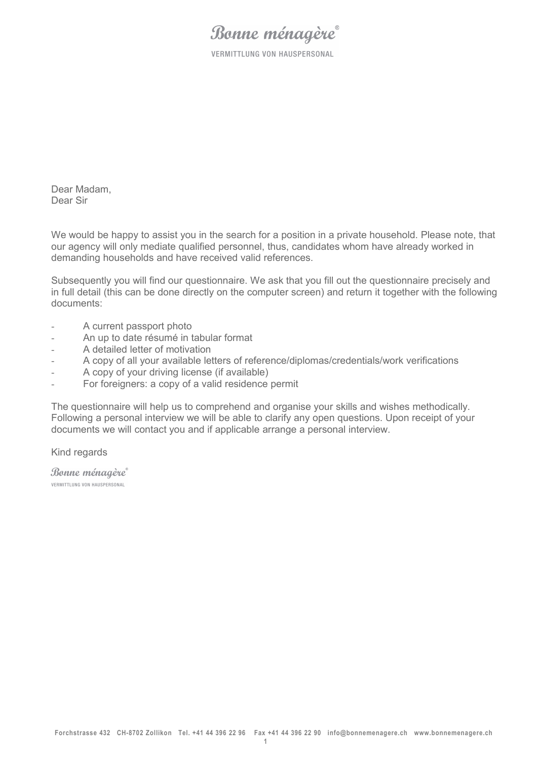Bonne ménagère®

VERMITTLUNG VON HAUSPERSONAL

Dear Madam,
Dear Sir

We would be happy to assist you in the search for a position in a private household. Please note, that our agency will only mediate qualified personnel, thus, candidates whom have already worked in demanding households and have received valid references.

Subsequently you will find our questionnaire. We ask that you fill out the questionnaire precisely and in full detail (this can be done directly on the computer screen) and return it together with the following documents:

- A current passport photo
- An up to date résumé in tabular format
- A detailed letter of motivation
- A copy of all your available letters of reference/diplomas/credentials/work verifications
- A copy of your driving license (if available)
- For foreigners: a copy of a valid residence permit

The questionnaire will help us to comprehend and organise your skills and wishes methodically. Following a personal interview we will be able to clarify any open questions. Upon receipt of your documents we will contact you and if applicable arrange a personal interview.

Kind regards

Bonne ménagère®

VERMITTLUNG VON HAUSPERSONAL

Forchstrasse 432 CH-8702 Zollikon Tel. +41 44 396 22 96 Fax +41 44 396 22 90 info@bonnemenagere.ch www.bonnemenagere.ch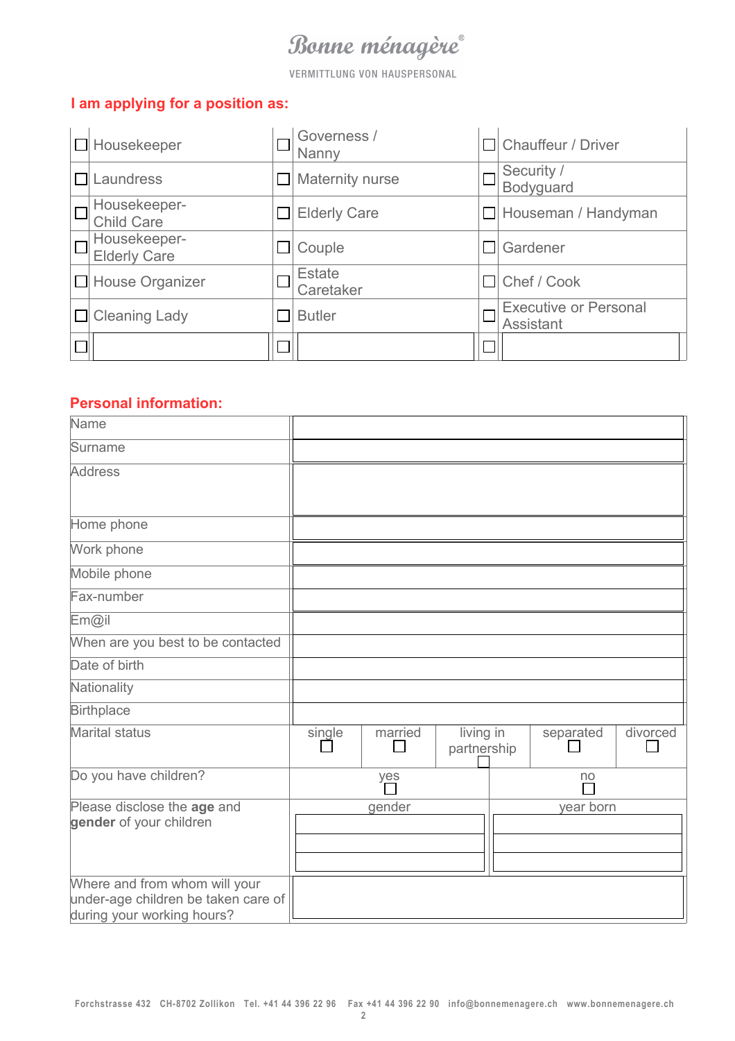Bonne ménagère®

VERMITTLUNG VON HAUSPERSONAL

## I am applying for a position as:

| | | |
|---|---|---|
| ☐ Housekeeper | ☐ Governess / Nanny | ☐ Chauffeur / Driver |
| ☐ Laundress | ☐ Maternity nurse | ☐ Security / Bodyguard |
| ☐ Housekeeper-Child Care | ☐ Elderly Care | ☐ Houseman / Handyman |
| ☐ Housekeeper-Elderly Care | ☐ Couple | ☐ Gardener |
| ☐ House Organizer | ☐ Estate Caretaker | ☐ Chef / Cook |
| ☐ Cleaning Lady | ☐ Butler | ☐ Executive or Personal Assistant |
| ☐ | ☐ | ☐ |

## Personal information:

| | | | | | |
|---|---|---|---|---|---|
| Name | | | | | |
| Surname | | | | | |
| Address | | | | | |
| Home phone | | | | | |
| Work phone | | | | | |
| Mobile phone | | | | | |
| Fax-number | | | | | |
| Em@il | | | | | |
| When are you best to be contacted | | | | | |
| Date of birth | | | | | |
| Nationality | | | | | |
| Birthplace | | | | | |
| Marital status | single ☐ | married ☐ | living in partnership ☐ | separated ☐ | divorced ☐ |
| Do you have children? | yes ☐ | | no ☐ | | |
| Please disclose the **age** and **gender** of your children | gender | | year born | | |
| | | | | | |
| | | | | | |
| | | | | | |
| Where and from whom will your under-age children be taken care of during your working hours? | | | | | |

Forchstrasse 432 CH-8702 Zollikon Tel. +41 44 396 22 96 Fax +41 44 396 22 90 info@bonnemenagere.ch www.bonnemenagere.ch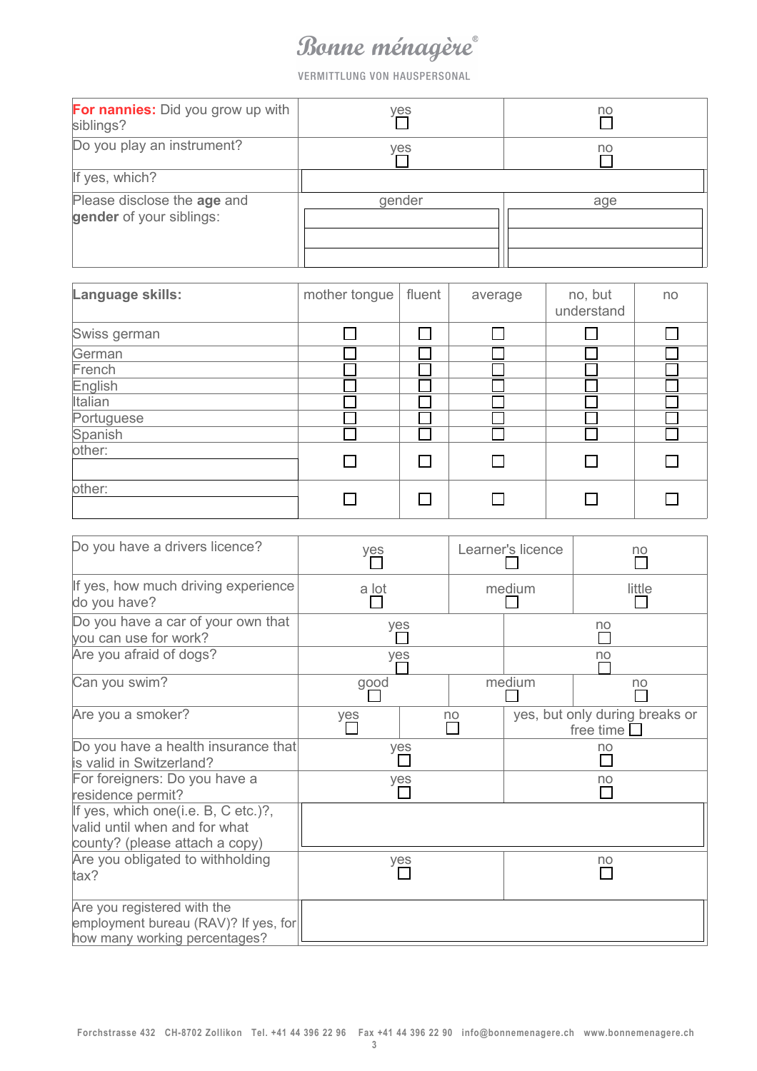Bonne ménagère®

VERMITTLUNG VON HAUSPERSONAL

| | | |
|---|---|---|
| **For nannies:** Did you grow up with siblings? | yes ☐ | no ☐ |
| Do you play an instrument? | yes ☐ | no ☐ |
| If yes, which? | | |
| Please disclose the **age** and **gender** of your siblings: | gender | age |
| | | |
| | | |
| | | |

| **Language skills:** | mother tongue | fluent | average | no, but understand | no |
|---|---|---|---|---|---|
| Swiss german | ☐ | ☐ | ☐ | ☐ | ☐ |
| German | ☐ | ☐ | ☐ | ☐ | ☐ |
| French | ☐ | ☐ | ☐ | ☐ | ☐ |
| English | ☐ | ☐ | ☐ | ☐ | ☐ |
| Italian | ☐ | ☐ | ☐ | ☐ | ☐ |
| Portuguese | ☐ | ☐ | ☐ | ☐ | ☐ |
| Spanish | ☐ | ☐ | ☐ | ☐ | ☐ |
| other: | ☐ | ☐ | ☐ | ☐ | ☐ |
| other: | ☐ | ☐ | ☐ | ☐ | ☐ |

| | | | |
|---|---|---|---|
| Do you have a drivers licence? | yes ☐ | Learner's licence ☐ | no ☐ |
| If yes, how much driving experience do you have? | a lot ☐ | medium ☐ | little ☐ |
| Do you have a car of your own that you can use for work? | yes ☐ | | no ☐ |
| Are you afraid of dogs? | yes ☐ | | no ☐ |
| Can you swim? | good ☐ | medium ☐ | no ☐ |
| Are you a smoker? | yes ☐ | no ☐ | yes, but only during breaks or free time ☐ |
| Do you have a health insurance that is valid in Switzerland? | yes ☐ | | no ☐ |
| For foreigners: Do you have a residence permit? | yes ☐ | | no ☐ |
| If yes, which one(i.e. B, C etc.)?, valid until when and for what county? (please attach a copy) | | | |
| Are you obligated to withholding tax? | yes ☐ | | no ☐ |
| Are you registered with the employment bureau (RAV)? If yes, for how many working percentages? | | | |

Forchstrasse 432 CH-8702 Zollikon Tel. +41 44 396 22 96 Fax +41 44 396 22 90 info@bonnemenagere.ch www.bonnemenagere.ch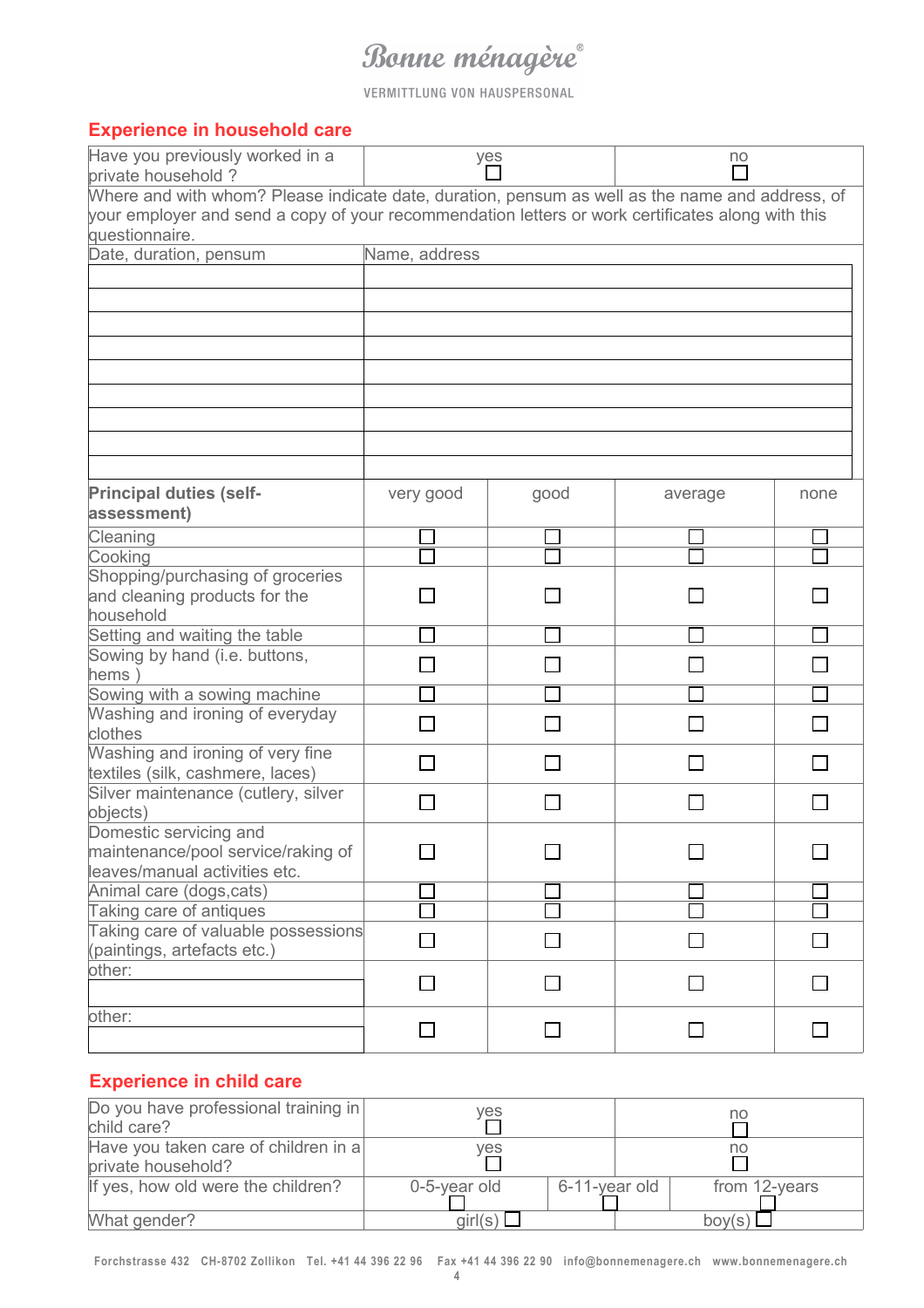## Experience in household care

| Have you previously worked in a private household ? | yes ☐ | no ☐ |
|---|---|---|
| Where and with whom? Please indicate date, duration, pensum as well as the name and address, of your employer and send a copy of your recommendation letters or work certificates along with this questionnaire. | | |

| Date, duration, pensum | Name, address |
|---|---|
| | |
| | |
| | |
| | |
| | |
| | |
| | |
| | |
| | |

| **Principal duties (self-assessment)** | very good | good | average | none |
|---|---|---|---|---|
| Cleaning | ☐ | ☐ | ☐ | ☐ |
| Cooking | ☐ | ☐ | ☐ | ☐ |
| Shopping/purchasing of groceries and cleaning products for the household | ☐ | ☐ | ☐ | ☐ |
| Setting and waiting the table | ☐ | ☐ | ☐ | ☐ |
| Sowing by hand (i.e. buttons, hems ) | ☐ | ☐ | ☐ | ☐ |
| Sowing with a sowing machine | ☐ | ☐ | ☐ | ☐ |
| Washing and ironing of everyday clothes | ☐ | ☐ | ☐ | ☐ |
| Washing and ironing of very fine textiles (silk, cashmere, laces) | ☐ | ☐ | ☐ | ☐ |
| Silver maintenance (cutlery, silver objects) | ☐ | ☐ | ☐ | ☐ |
| Domestic servicing and maintenance/pool service/raking of leaves/manual activities etc. | ☐ | ☐ | ☐ | ☐ |
| Animal care (dogs,cats) | ☐ | ☐ | ☐ | ☐ |
| Taking care of antiques | ☐ | ☐ | ☐ | ☐ |
| Taking care of valuable possessions (paintings, artefacts etc.) | ☐ | ☐ | ☐ | ☐ |
| other: | ☐ | ☐ | ☐ | ☐ |
| other: | ☐ | ☐ | ☐ | ☐ |

## Experience in child care

| Do you have professional training in child care? | yes ☐ | | no ☐ |
|---|---|---|---|
| Have you taken care of children in a private household? | yes ☐ | | no ☐ |
| If yes, how old were the children? | 0-5-year old ☐ | 6-11-year old ☐ | from 12-years ☐ |
| What gender? | girl(s) ☐ | | boy(s) ☐ |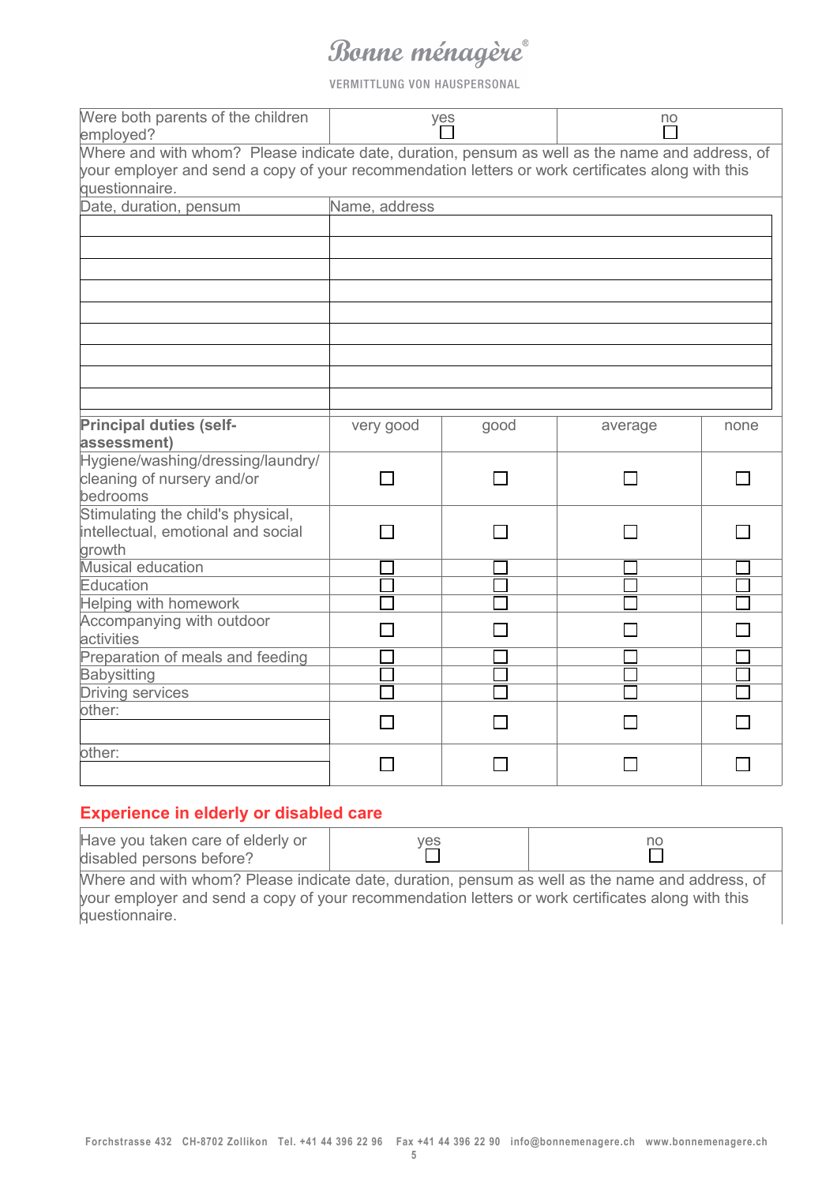| Were both parents of the children employed? | yes ☐ | no ☐ |
|---|---|---|

Where and with whom? Please indicate date, duration, pensum as well as the name and address, of your employer and send a copy of your recommendation letters or work certificates along with this questionnaire.

| Date, duration, pensum | Name, address |
|---|---|
| | |
| | |
| | |
| | |
| | |
| | |
| | |
| | |
| | |

| **Principal duties (self-assessment)** | very good | good | average | none |
|---|---|---|---|---|
| Hygiene/washing/dressing/laundry/ cleaning of nursery and/or bedrooms | ☐ | ☐ | ☐ | ☐ |
| Stimulating the child's physical, intellectual, emotional and social growth | ☐ | ☐ | ☐ | ☐ |
| Musical education | ☐ | ☐ | ☐ | ☐ |
| Education | ☐ | ☐ | ☐ | ☐ |
| Helping with homework | ☐ | ☐ | ☐ | ☐ |
| Accompanying with outdoor activities | ☐ | ☐ | ☐ | ☐ |
| Preparation of meals and feeding | ☐ | ☐ | ☐ | ☐ |
| Babysitting | ☐ | ☐ | ☐ | ☐ |
| Driving services | ☐ | ☐ | ☐ | ☐ |
| other: | ☐ | ☐ | ☐ | ☐ |
| other: | ☐ | ☐ | ☐ | ☐ |

## Experience in elderly or disabled care

| Have you taken care of elderly or disabled persons before? | yes ☐ | no ☐ |
|---|---|---|

Where and with whom? Please indicate date, duration, pensum as well as the name and address, of your employer and send a copy of your recommendation letters or work certificates along with this questionnaire.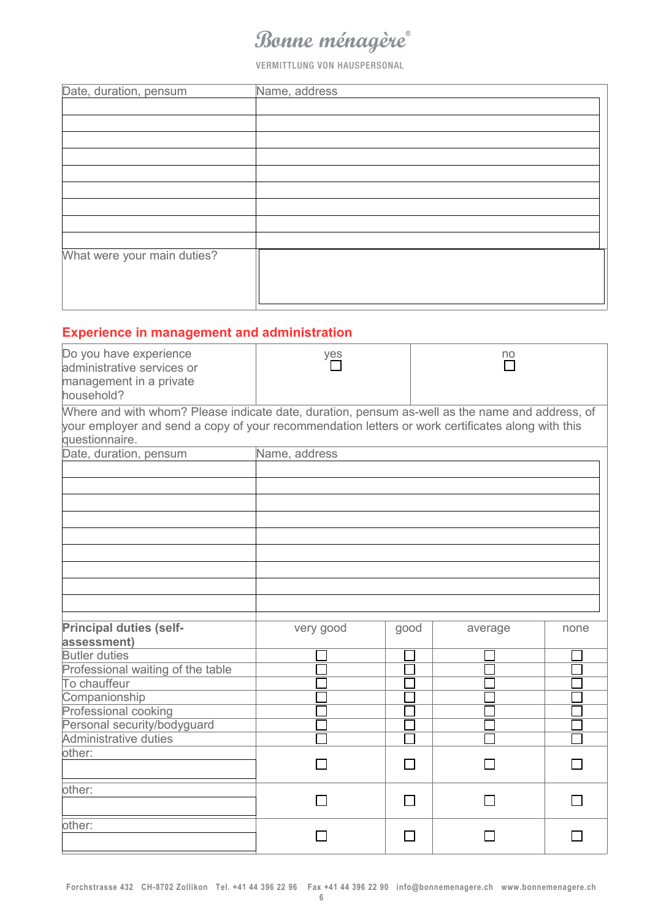| Date, duration, pensum | Name, address |
|---|---|
| | |
| | |
| | |
| | |
| | |
| | |
| | |
| | |
| | |
| What were your main duties? | |

## Experience in management and administration

| Do you have experience administrative services or management in a private household? | yes ☐ | no ☐ |
|---|---|---|

Where and with whom? Please indicate date, duration, pensum as-well as the name and address, of your employer and send a copy of your recommendation letters or work certificates along with this questionnaire.

| Date, duration, pensum | Name, address |
|---|---|
| | |
| | |
| | |
| | |
| | |
| | |
| | |
| | |
| | |

| **Principal duties (self-assessment)** | very good | good | average | none |
|---|---|---|---|---|
| Butler duties | ☐ | ☐ | ☐ | ☐ |
| Professional waiting of the table | ☐ | ☐ | ☐ | ☐ |
| To chauffeur | ☐ | ☐ | ☐ | ☐ |
| Companionship | ☐ | ☐ | ☐ | ☐ |
| Professional cooking | ☐ | ☐ | ☐ | ☐ |
| Personal security/bodyguard | ☐ | ☐ | ☐ | ☐ |
| Administrative duties | ☐ | ☐ | ☐ | ☐ |
| other: | ☐ | ☐ | ☐ | ☐ |
| other: | ☐ | ☐ | ☐ | ☐ |
| other: | ☐ | ☐ | ☐ | ☐ |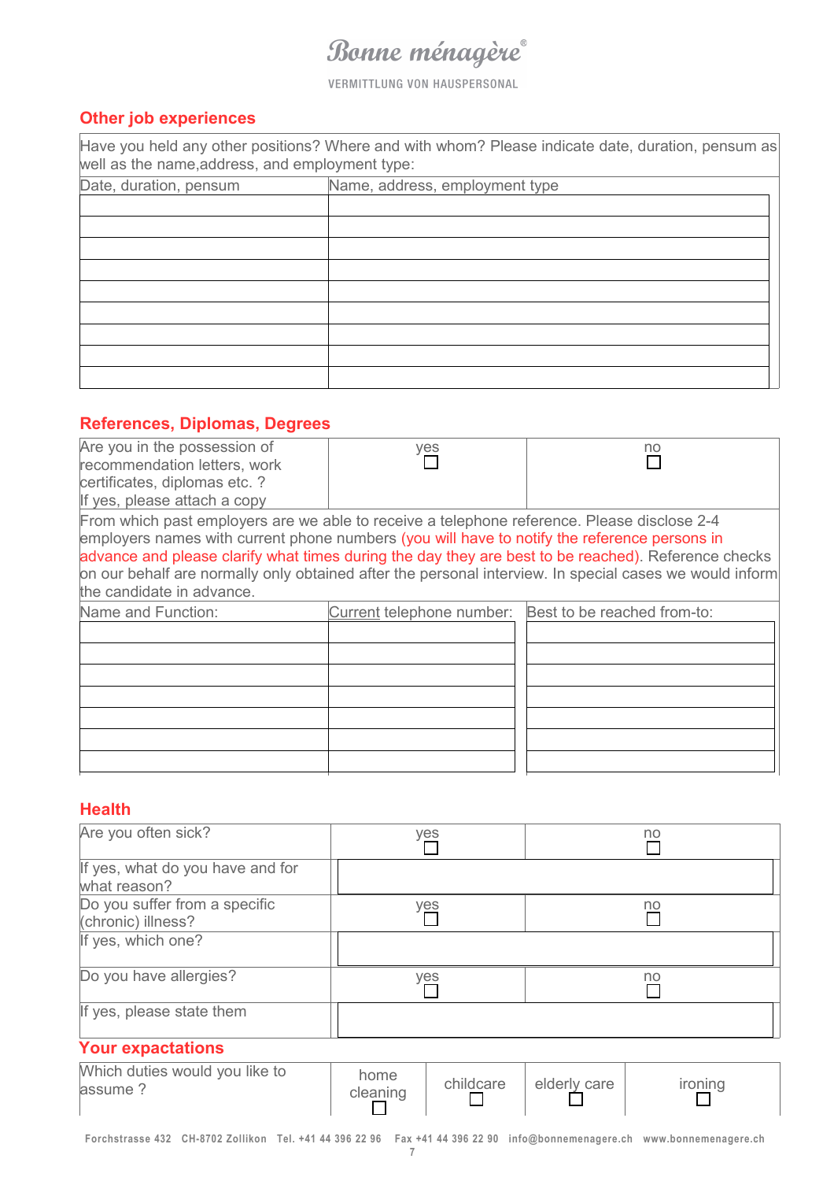## Other job experiences

| Have you held any other positions? Where and with whom? Please indicate date, duration, pensum as well as the name,address, and employment type: | |
|---|---|
| Date, duration, pensum | Name, address, employment type |
| | |
| | |
| | |
| | |
| | |
| | |
| | |
| | |
| | |

## References, Diplomas, Degrees

| Are you in the possession of recommendation letters, work certificates, diplomas etc. ? If yes, please attach a copy | yes ☐ | no ☐ |
|---|---|---|

From which past employers are we able to receive a telephone reference. Please disclose 2-4 employers names with current phone numbers (you will have to notify the reference persons in advance and please clarify what times during the day they are best to be reached). Reference checks on our behalf are normally only obtained after the personal interview. In special cases we would inform the candidate in advance.

| Name and Function: | Current telephone number: | Best to be reached from-to: |
|---|---|---|
| | | |
| | | |
| | | |
| | | |
| | | |
| | | |
| | | |

## Health

| Are you often sick? | yes ☐ | no ☐ |
|---|---|---|
| If yes, what do you have and for what reason? | | |
| Do you suffer from a specific (chronic) illness? | yes ☐ | no ☐ |
| If yes, which one? | | |
| Do you have allergies? | yes ☐ | no ☐ |
| If yes, please state them | | |

## Your expactations

| Which duties would you like to assume ? | home cleaning ☐ | childcare ☐ | elderly care ☐ | ironing ☐ |
|---|---|---|---|---|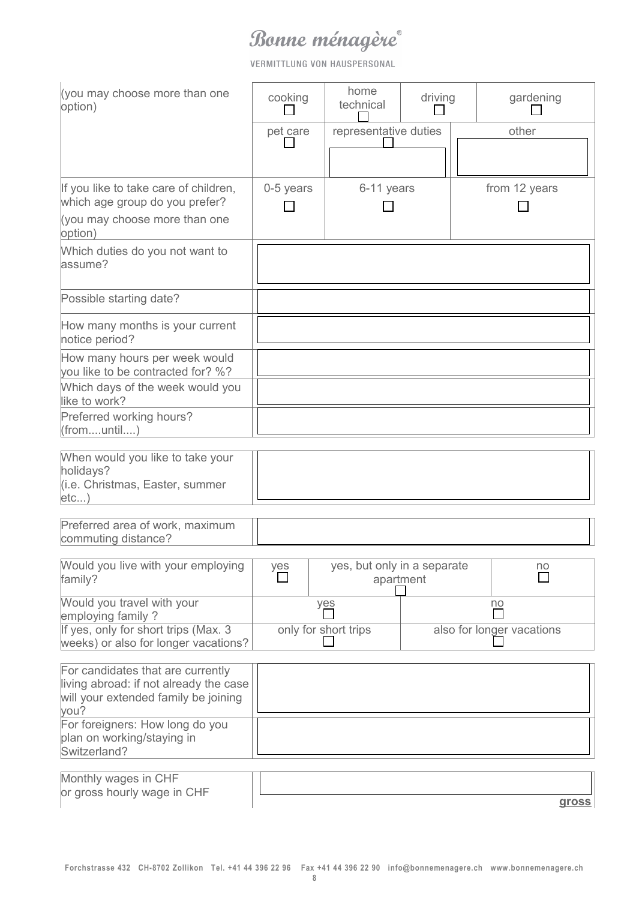# Bonne ménagère®

VERMITTLUNG VON HAUSPERSONAL

| (you may choose more than one option) | cooking ☐ | home technical ☐ | driving ☐ | gardening ☐ |
|---|---|---|---|---|
| | pet care ☐ | representative duties ☐ | | other |

| If you like to take care of children, which age group do you prefer? (you may choose more than one option) | 0-5 years ☐ | 6-11 years ☐ | from 12 years ☐ |
|---|---|---|---|

| | |
|---|---|
| Which duties do you not want to assume? | |
| Possible starting date? | |
| How many months is your current notice period? | |
| How many hours per week would you like to be contracted for? %? | |
| Which days of the week would you like to work? | |
| Preferred working hours? (from....until....) | |

| | |
|---|---|
| When would you like to take your holidays? (i.e. Christmas, Easter, summer etc...) | |

| | |
|---|---|
| Preferred area of work, maximum commuting distance? | |

| Would you live with your employing family? | yes ☐ | yes, but only in a separate apartment ☐ | no ☐ |
|---|---|---|---|
| Would you travel with your employing family ? | yes ☐ | | no ☐ |
| If yes, only for short trips (Max. 3 weeks) or also for longer vacations? | only for short trips ☐ | | also for longer vacations ☐ |

| | |
|---|---|
| For candidates that are currently living abroad: if not already the case will your extended family be joining you? | |
| For foreigners: How long do you plan on working/staying in Switzerland? | |

| | |
|---|---|
| Monthly wages in CHF or gross hourly wage in CHF | **gross** |

Forchstrasse 432 CH-8702 Zollikon Tel. +41 44 396 22 96 Fax +41 44 396 22 90 info@bonnemenagere.ch www.bonnemenagere.ch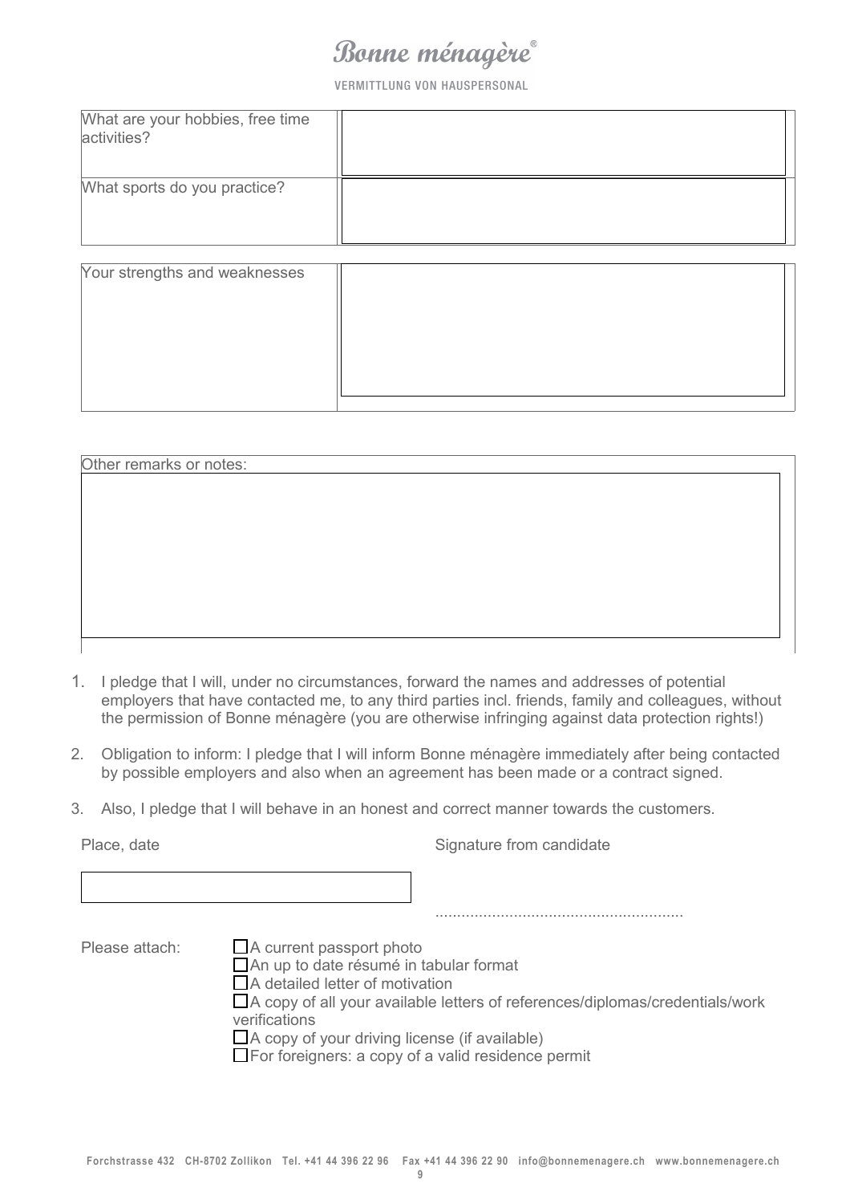Bonne ménagère®

VERMITTLUNG VON HAUSPERSONAL

| | |
|---|---|
| What are your hobbies, free time activities? | |
| What sports do you practice? | |

| | |
|---|---|
| Your strengths and weaknesses | |

| |
|---|
| Other remarks or notes: |
| |

1. I pledge that I will, under no circumstances, forward the names and addresses of potential employers that have contacted me, to any third parties incl. friends, family and colleagues, without the permission of Bonne ménagère (you are otherwise infringing against data protection rights!)

2. Obligation to inform: I pledge that I will inform Bonne ménagère immediately after being contacted by possible employers and also when an agreement has been made or a contract signed.

3. Also, I pledge that I will behave in an honest and correct manner towards the customers.

| Place, date | Signature from candidate |
|---|---|
| | ........................................................ |

Please attach:

- ☐ A current passport photo
- ☐ An up to date résumé in tabular format
- ☐ A detailed letter of motivation
- ☐ A copy of all your available letters of references/diplomas/credentials/work verifications
- ☐ A copy of your driving license (if available)
- ☐ For foreigners: a copy of a valid residence permit

Forchstrasse 432 CH-8702 Zollikon Tel. +41 44 396 22 96 Fax +41 44 396 22 90 info@bonnemenagere.ch www.bonnemenagere.ch